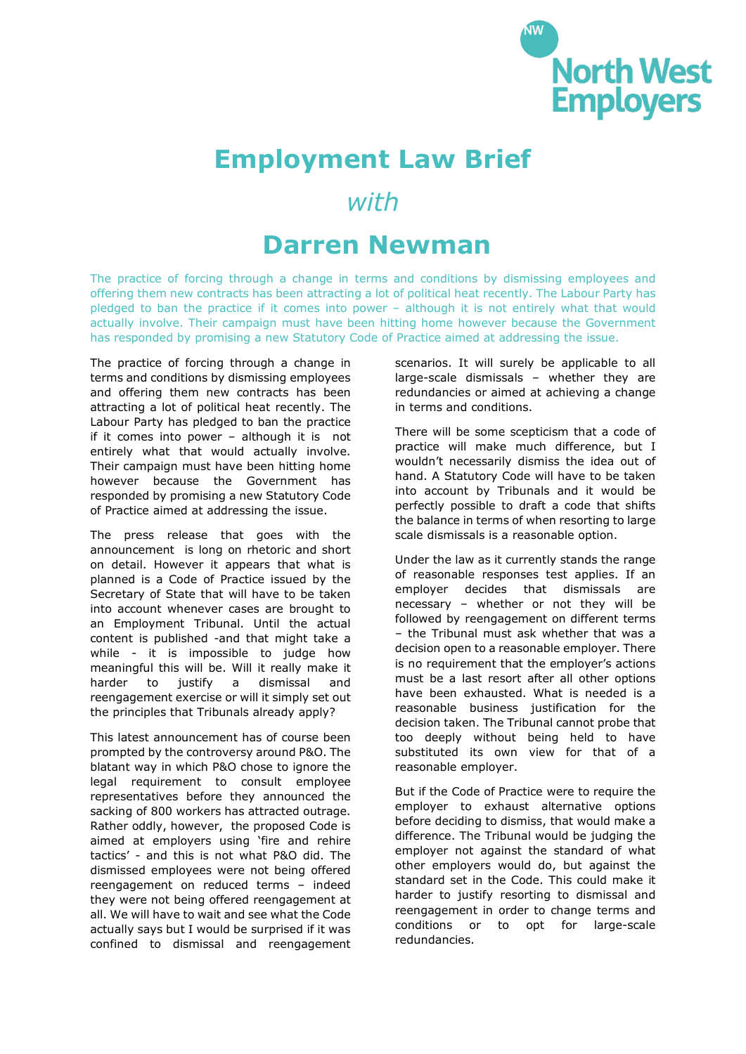North West Employers

# Employment Law Brief

## *with*

# Darren Newman

The practice of forcing through a change in terms and conditions by dismissing employees and offering them new contracts has been attracting a lot of political heat recently. The Labour Party has pledged to ban the practice if it comes into power – although it is not entirely what that would actually involve. Their campaign must have been hitting home however because the Government has responded by promising a new Statutory Code of Practice aimed at addressing the issue.

The practice of forcing through a change in terms and conditions by dismissing employees and offering them new contracts has been attracting a lot of political heat recently. The Labour Party has pledged to ban the practice if it comes into power – although it is not entirely what that would actually involve. Their campaign must have been hitting home however because the Government has responded by promising a new Statutory Code of Practice aimed at addressing the issue.

The press release that goes with the announcement is long on rhetoric and short on detail. However it appears that what is planned is a Code of Practice issued by the Secretary of State that will have to be taken into account whenever cases are brought to an Employment Tribunal. Until the actual content is published -and that might take a while - it is impossible to judge how meaningful this will be. Will it really make it harder to justify a dismissal and reengagement exercise or will it simply set out the principles that Tribunals already apply?

This latest announcement has of course been prompted by the controversy around P&O. The blatant way in which P&O chose to ignore the legal requirement to consult employee representatives before they announced the sacking of 800 workers has attracted outrage. Rather oddly, however, the proposed Code is aimed at employers using 'fire and rehire tactics' - and this is not what P&O did. The dismissed employees were not being offered reengagement on reduced terms – indeed they were not being offered reengagement at all. We will have to wait and see what the Code actually says but I would be surprised if it was confined to dismissal and reengagement scenarios. It will surely be applicable to all large-scale dismissals – whether they are redundancies or aimed at achieving a change in terms and conditions.

There will be some scepticism that a code of practice will make much difference, but I wouldn't necessarily dismiss the idea out of hand. A Statutory Code will have to be taken into account by Tribunals and it would be perfectly possible to draft a code that shifts the balance in terms of when resorting to large scale dismissals is a reasonable option.

Under the law as it currently stands the range of reasonable responses test applies. If an employer decides that dismissals are necessary – whether or not they will be followed by reengagement on different terms – the Tribunal must ask whether that was a decision open to a reasonable employer. There is no requirement that the employer's actions must be a last resort after all other options have been exhausted. What is needed is a reasonable business justification for the decision taken. The Tribunal cannot probe that too deeply without being held to have substituted its own view for that of a reasonable employer.

But if the Code of Practice were to require the employer to exhaust alternative options before deciding to dismiss, that would make a difference. The Tribunal would be judging the employer not against the standard of what other employers would do, but against the standard set in the Code. This could make it harder to justify resorting to dismissal and reengagement in order to change terms and conditions or to opt for large-scale redundancies.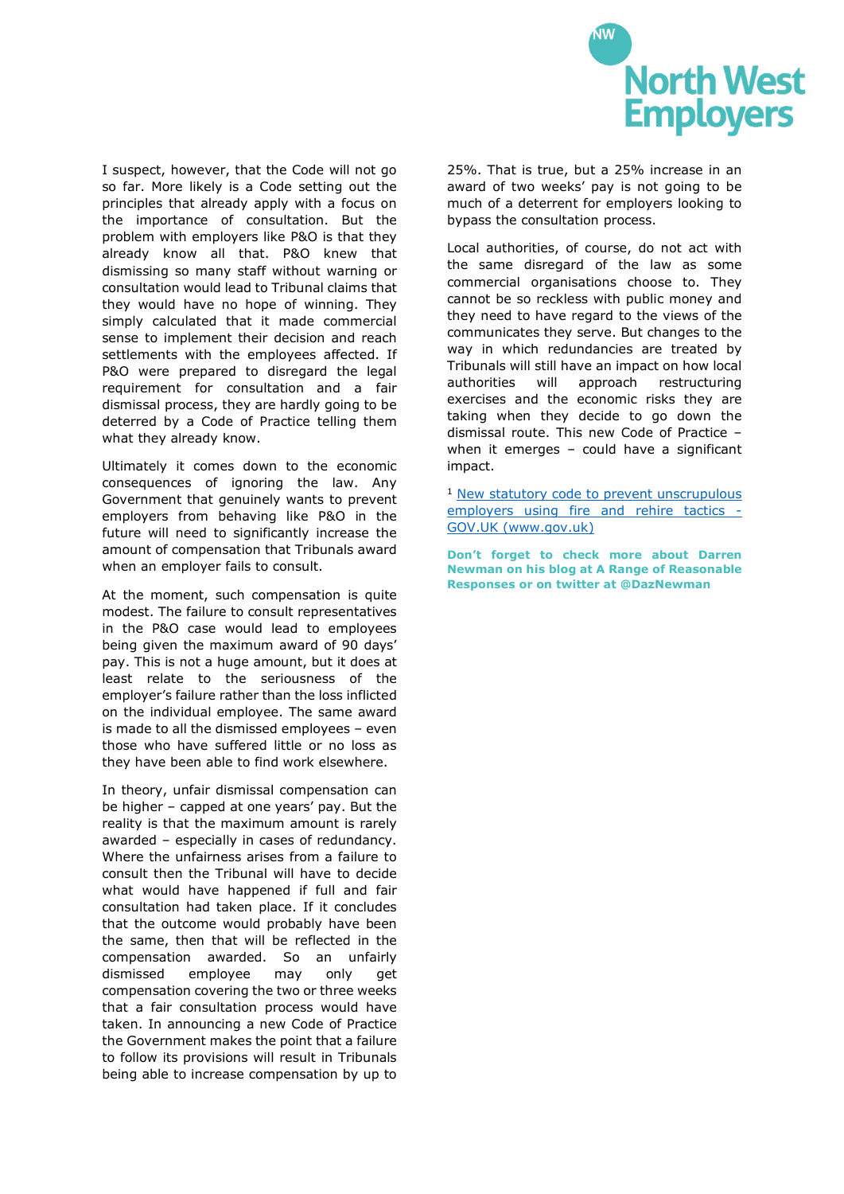I suspect, however, that the Code will not go so far. More likely is a Code setting out the principles that already apply with a focus on the importance of consultation. But the problem with employers like P&O is that they already know all that. P&O knew that dismissing so many staff without warning or consultation would lead to Tribunal claims that they would have no hope of winning. They simply calculated that it made commercial sense to implement their decision and reach settlements with the employees affected. If P&O were prepared to disregard the legal requirement for consultation and a fair dismissal process, they are hardly going to be deterred by a Code of Practice telling them what they already know.

Ultimately it comes down to the economic consequences of ignoring the law. Any Government that genuinely wants to prevent employers from behaving like P&O in the future will need to significantly increase the amount of compensation that Tribunals award when an employer fails to consult.

At the moment, such compensation is quite modest. The failure to consult representatives in the P&O case would lead to employees being given the maximum award of 90 days' pay. This is not a huge amount, but it does at least relate to the seriousness of the employer's failure rather than the loss inflicted on the individual employee. The same award is made to all the dismissed employees – even those who have suffered little or no loss as they have been able to find work elsewhere.

In theory, unfair dismissal compensation can be higher – capped at one years' pay. But the reality is that the maximum amount is rarely awarded – especially in cases of redundancy. Where the unfairness arises from a failure to consult then the Tribunal will have to decide what would have happened if full and fair consultation had taken place. If it concludes that the outcome would probably have been the same, then that will be reflected in the compensation awarded. So an unfairly dismissed employee may only get compensation covering the two or three weeks that a fair consultation process would have taken. In announcing a new Code of Practice the Government makes the point that a failure to follow its provisions will result in Tribunals being able to increase compensation by up to 25%. That is true, but a 25% increase in an award of two weeks' pay is not going to be much of a deterrent for employers looking to bypass the consultation process.

Local authorities, of course, do not act with the same disregard of the law as some commercial organisations choose to. They cannot be so reckless with public money and they need to have regard to the views of the communicates they serve. But changes to the way in which redundancies are treated by Tribunals will still have an impact on how local authorities will approach restructuring exercises and the economic risks they are taking when they decide to go down the dismissal route. This new Code of Practice – when it emerges – could have a significant impact.

[1] New statutory code to prevent unscrupulous employers using fire and rehire tactics - GOV.UK (www.gov.uk)

**Don't forget to check more about Darren Newman on his blog at A Range of Reasonable Responses or on twitter at @DazNewman**